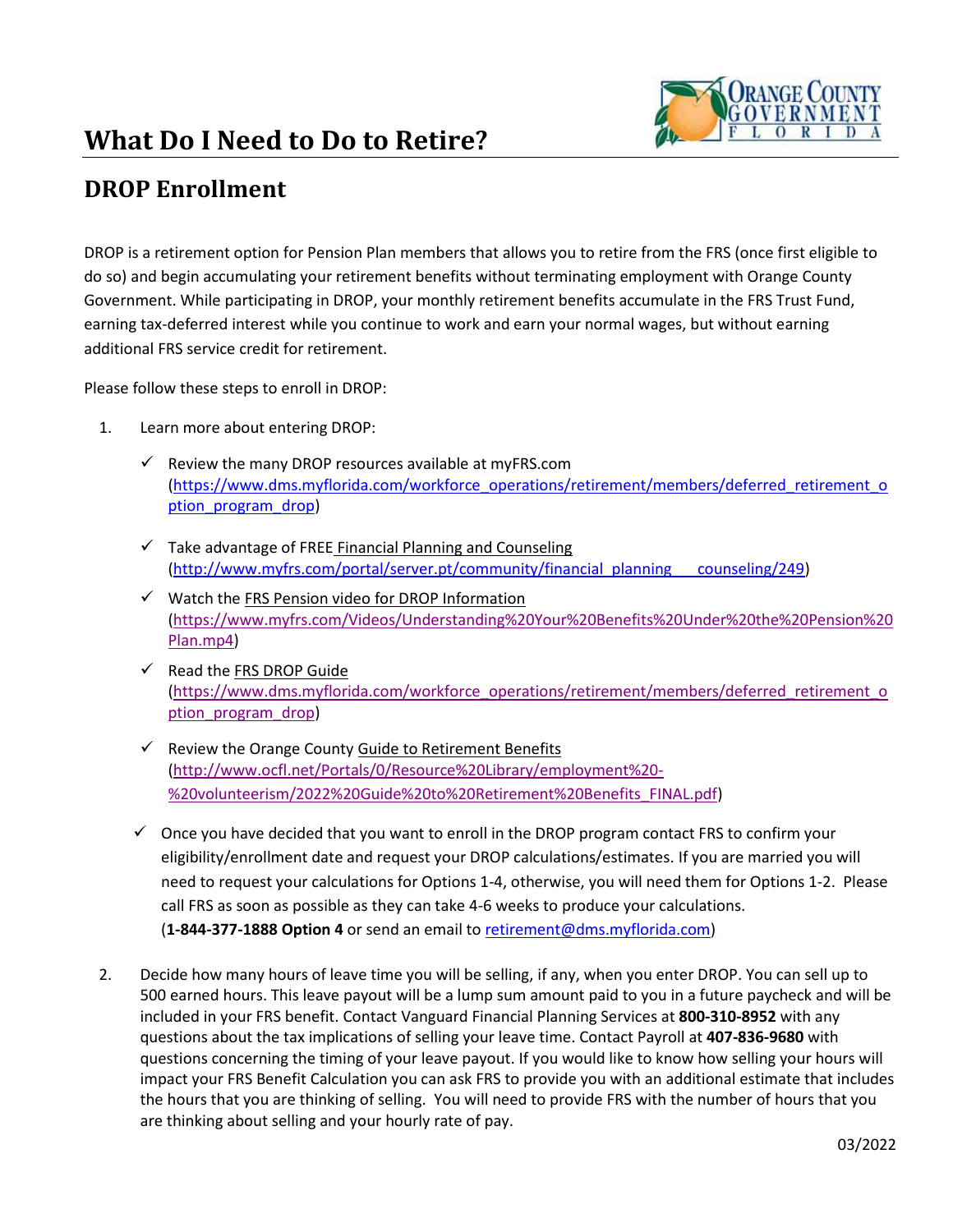# What Do I Need to Do to Retire?

## DROP Enrollment

DROP is a retirement option for Pension Plan members that allows you to retire from the FRS (once first eligible to do so) and begin accumulating your retirement benefits without terminating employment with Orange County Government. While participating in DROP, your monthly retirement benefits accumulate in the FRS Trust Fund, earning tax-deferred interest while you continue to work and earn your normal wages, but without earning additional FRS service credit for retirement.

Please follow these steps to enroll in DROP:

1. Learn more about entering DROP:

   - ✓ Review the many DROP resources available at myFRS.com (https://www.dms.myflorida.com/workforce_operations/retirement/members/deferred_retirement_option_program_drop)
   - ✓ Take advantage of FREE Financial Planning and Counseling (http://www.myfrs.com/portal/server.pt/community/financial_planning___counseling/249)
   - ✓ Watch the FRS Pension video for DROP Information (https://www.myfrs.com/Videos/Understanding%20Your%20Benefits%20Under%20the%20Pension%20Plan.mp4)
   - ✓ Read the FRS DROP Guide (https://www.dms.myflorida.com/workforce_operations/retirement/members/deferred_retirement_option_program_drop)
   - ✓ Review the Orange County Guide to Retirement Benefits (http://www.ocfl.net/Portals/0/Resource%20Library/employment%20-%20volunteerism/2022%20Guide%20to%20Retirement%20Benefits_FINAL.pdf)

   - ✓ Once you have decided that you want to enroll in the DROP program contact FRS to confirm your eligibility/enrollment date and request your DROP calculations/estimates. If you are married you will need to request your calculations for Options 1-4, otherwise, you will need them for Options 1-2. Please call FRS as soon as possible as they can take 4-6 weeks to produce your calculations. (**1-844-377-1888 Option 4** or send an email to retirement@dms.myflorida.com)

2. Decide how many hours of leave time you will be selling, if any, when you enter DROP. You can sell up to 500 earned hours. This leave payout will be a lump sum amount paid to you in a future paycheck and will be included in your FRS benefit. Contact Vanguard Financial Planning Services at **800-310-8952** with any questions about the tax implications of selling your leave time. Contact Payroll at **407-836-9680** with questions concerning the timing of your leave payout. If you would like to know how selling your hours will impact your FRS Benefit Calculation you can ask FRS to provide you with an additional estimate that includes the hours that you are thinking of selling. You will need to provide FRS with the number of hours that you are thinking about selling and your hourly rate of pay.

03/2022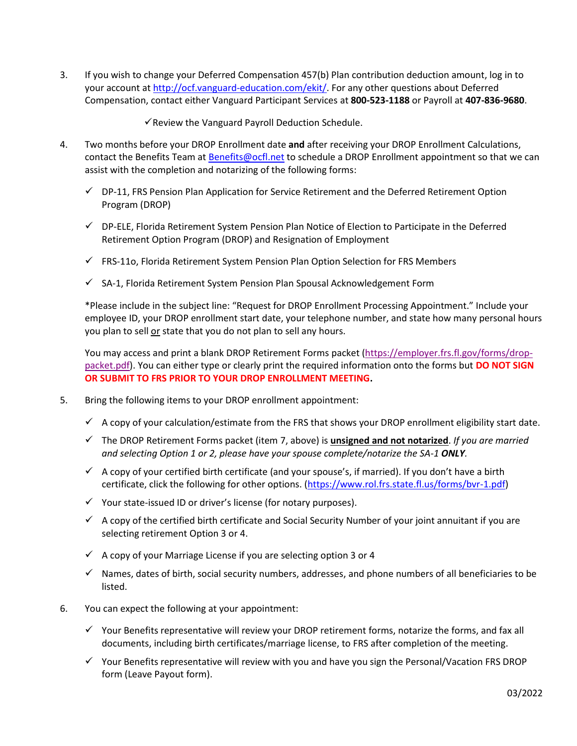3. If you wish to change your Deferred Compensation 457(b) Plan contribution deduction amount, log in to your account at [http://ocf.vanguard-education.com/ekit/](http://ocf.vanguard-education.com/ekit/). For any other questions about Deferred Compensation, contact either Vanguard Participant Services at **800-523-1188** or Payroll at **407-836-9680**.

   ✓Review the Vanguard Payroll Deduction Schedule.

4. Two months before your DROP Enrollment date **and** after receiving your DROP Enrollment Calculations, contact the Benefits Team at [Benefits@ocfl.net](mailto:Benefits@ocfl.net) to schedule a DROP Enrollment appointment so that we can assist with the completion and notarizing of the following forms:

   - ✓ DP-11, FRS Pension Plan Application for Service Retirement and the Deferred Retirement Option Program (DROP)
   - ✓ DP-ELE, Florida Retirement System Pension Plan Notice of Election to Participate in the Deferred Retirement Option Program (DROP) and Resignation of Employment
   - ✓ FRS-11o, Florida Retirement System Pension Plan Option Selection for FRS Members
   - ✓ SA-1, Florida Retirement System Pension Plan Spousal Acknowledgement Form

   *Please include in the subject line: "Request for DROP Enrollment Processing Appointment." Include your employee ID, your DROP enrollment start date, your telephone number, and state how many personal hours you plan to sell <u>or</u> state that you do not plan to sell any hours.

   You may access and print a blank DROP Retirement Forms packet ([https://employer.frs.fl.gov/forms/drop-packet.pdf](https://employer.frs.fl.gov/forms/drop-packet.pdf)). You can either type or clearly print the required information onto the forms but **DO NOT SIGN OR SUBMIT TO FRS PRIOR TO YOUR DROP ENROLLMENT MEETING.**

5. Bring the following items to your DROP enrollment appointment:

   - ✓ A copy of your calculation/estimate from the FRS that shows your DROP enrollment eligibility start date.
   - ✓ The DROP Retirement Forms packet (item 7, above) is **<u>unsigned and not notarized</u>**. *If you are married and selecting Option 1 or 2, please have your spouse complete/notarize the SA-1 **ONLY**.*
   - ✓ A copy of your certified birth certificate (and your spouse's, if married). If you don't have a birth certificate, click the following for other options. ([https://www.rol.frs.state.fl.us/forms/bvr-1.pdf](https://www.rol.frs.state.fl.us/forms/bvr-1.pdf))
   - ✓ Your state-issued ID or driver's license (for notary purposes).
   - ✓ A copy of the certified birth certificate and Social Security Number of your joint annuitant if you are selecting retirement Option 3 or 4.
   - ✓ A copy of your Marriage License if you are selecting option 3 or 4
   - ✓ Names, dates of birth, social security numbers, addresses, and phone numbers of all beneficiaries to be listed.

6. You can expect the following at your appointment:

   - ✓ Your Benefits representative will review your DROP retirement forms, notarize the forms, and fax all documents, including birth certificates/marriage license, to FRS after completion of the meeting.
   - ✓ Your Benefits representative will review with you and have you sign the Personal/Vacation FRS DROP form (Leave Payout form).

03/2022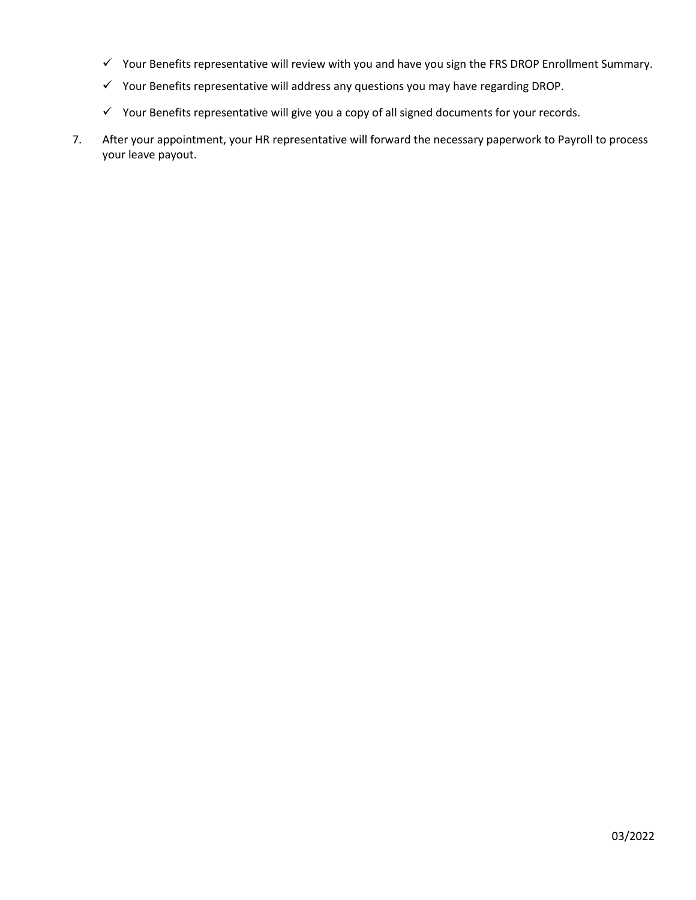- ✓ Your Benefits representative will review with you and have you sign the FRS DROP Enrollment Summary.
- ✓ Your Benefits representative will address any questions you may have regarding DROP.
- ✓ Your Benefits representative will give you a copy of all signed documents for your records.

7. After your appointment, your HR representative will forward the necessary paperwork to Payroll to process your leave payout.

03/2022